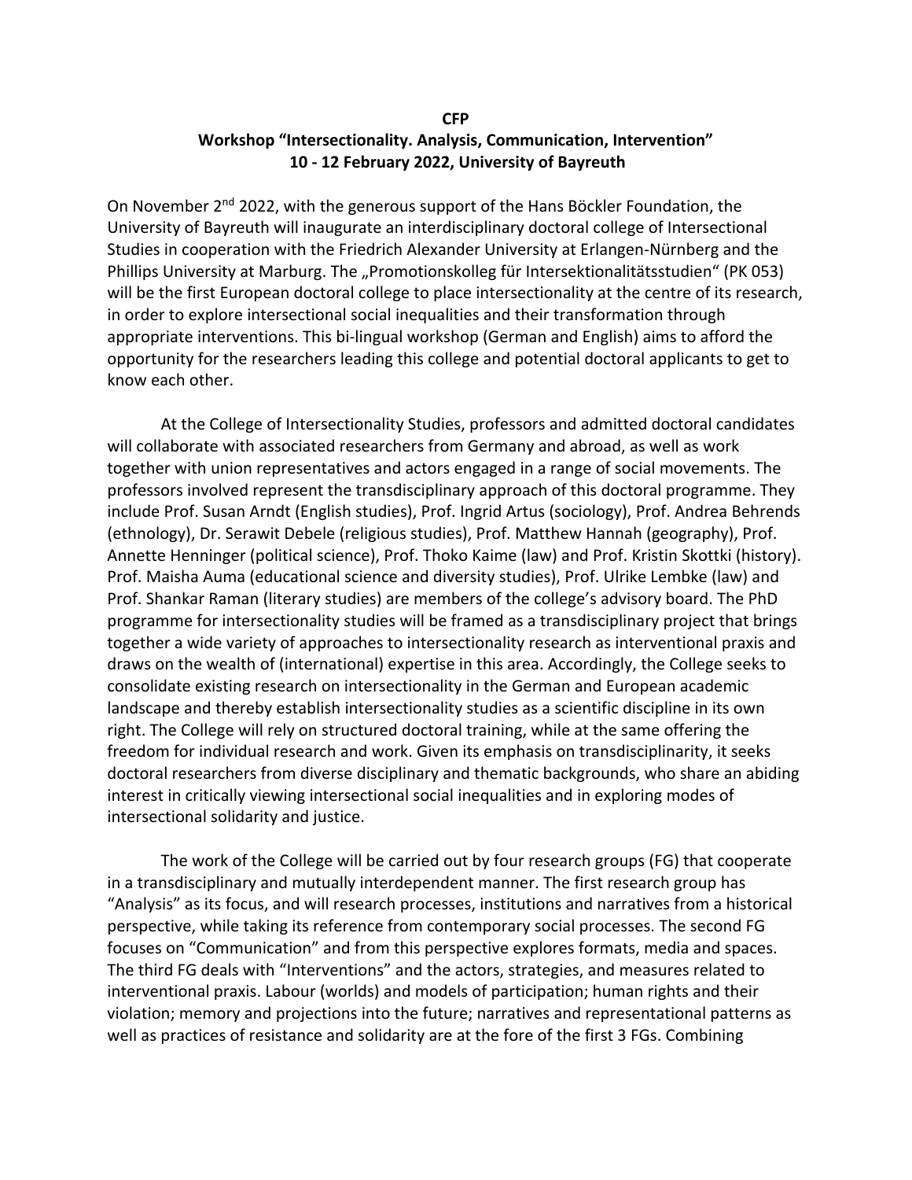**CFP**

**Workshop "Intersectionality. Analysis, Communication, Intervention"**
**10 - 12 February 2022, University of Bayreuth**

On November 2[nd] 2022, with the generous support of the Hans Böckler Foundation, the University of Bayreuth will inaugurate an interdisciplinary doctoral college of Intersectional Studies in cooperation with the Friedrich Alexander University at Erlangen-Nürnberg and the Phillips University at Marburg. The „Promotionskolleg für Intersektionalitätsstudien" (PK 053) will be the first European doctoral college to place intersectionality at the centre of its research, in order to explore intersectional social inequalities and their transformation through appropriate interventions. This bi-lingual workshop (German and English) aims to afford the opportunity for the researchers leading this college and potential doctoral applicants to get to know each other.

At the College of Intersectionality Studies, professors and admitted doctoral candidates will collaborate with associated researchers from Germany and abroad, as well as work together with union representatives and actors engaged in a range of social movements. The professors involved represent the transdisciplinary approach of this doctoral programme. They include Prof. Susan Arndt (English studies), Prof. Ingrid Artus (sociology), Prof. Andrea Behrends (ethnology), Dr. Serawit Debele (religious studies), Prof. Matthew Hannah (geography), Prof. Annette Henninger (political science), Prof. Thoko Kaime (law) and Prof. Kristin Skottki (history). Prof. Maisha Auma (educational science and diversity studies), Prof. Ulrike Lembke (law) and Prof. Shankar Raman (literary studies) are members of the college's advisory board. The PhD programme for intersectionality studies will be framed as a transdisciplinary project that brings together a wide variety of approaches to intersectionality research as interventional praxis and draws on the wealth of (international) expertise in this area. Accordingly, the College seeks to consolidate existing research on intersectionality in the German and European academic landscape and thereby establish intersectionality studies as a scientific discipline in its own right. The College will rely on structured doctoral training, while at the same offering the freedom for individual research and work. Given its emphasis on transdisciplinarity, it seeks doctoral researchers from diverse disciplinary and thematic backgrounds, who share an abiding interest in critically viewing intersectional social inequalities and in exploring modes of intersectional solidarity and justice.

The work of the College will be carried out by four research groups (FG) that cooperate in a transdisciplinary and mutually interdependent manner. The first research group has "Analysis" as its focus, and will research processes, institutions and narratives from a historical perspective, while taking its reference from contemporary social processes. The second FG focuses on "Communication" and from this perspective explores formats, media and spaces. The third FG deals with "Interventions" and the actors, strategies, and measures related to interventional praxis. Labour (worlds) and models of participation; human rights and their violation; memory and projections into the future; narratives and representational patterns as well as practices of resistance and solidarity are at the fore of the first 3 FGs. Combining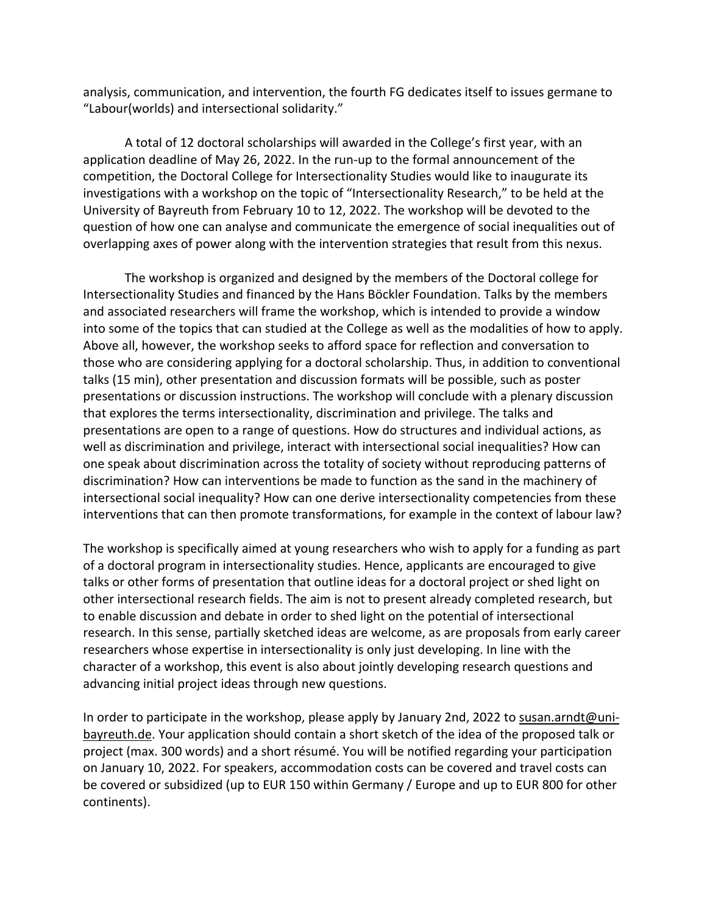analysis, communication, and intervention, the fourth FG dedicates itself to issues germane to "Labour(worlds) and intersectional solidarity."

A total of 12 doctoral scholarships will awarded in the College's first year, with an application deadline of May 26, 2022. In the run-up to the formal announcement of the competition, the Doctoral College for Intersectionality Studies would like to inaugurate its investigations with a workshop on the topic of "Intersectionality Research," to be held at the University of Bayreuth from February 10 to 12, 2022. The workshop will be devoted to the question of how one can analyse and communicate the emergence of social inequalities out of overlapping axes of power along with the intervention strategies that result from this nexus.

The workshop is organized and designed by the members of the Doctoral college for Intersectionality Studies and financed by the Hans Böckler Foundation. Talks by the members and associated researchers will frame the workshop, which is intended to provide a window into some of the topics that can studied at the College as well as the modalities of how to apply. Above all, however, the workshop seeks to afford space for reflection and conversation to those who are considering applying for a doctoral scholarship. Thus, in addition to conventional talks (15 min), other presentation and discussion formats will be possible, such as poster presentations or discussion instructions. The workshop will conclude with a plenary discussion that explores the terms intersectionality, discrimination and privilege. The talks and presentations are open to a range of questions. How do structures and individual actions, as well as discrimination and privilege, interact with intersectional social inequalities? How can one speak about discrimination across the totality of society without reproducing patterns of discrimination? How can interventions be made to function as the sand in the machinery of intersectional social inequality? How can one derive intersectionality competencies from these interventions that can then promote transformations, for example in the context of labour law?

The workshop is specifically aimed at young researchers who wish to apply for a funding as part of a doctoral program in intersectionality studies. Hence, applicants are encouraged to give talks or other forms of presentation that outline ideas for a doctoral project or shed light on other intersectional research fields. The aim is not to present already completed research, but to enable discussion and debate in order to shed light on the potential of intersectional research. In this sense, partially sketched ideas are welcome, as are proposals from early career researchers whose expertise in intersectionality is only just developing. In line with the character of a workshop, this event is also about jointly developing research questions and advancing initial project ideas through new questions.

In order to participate in the workshop, please apply by January 2nd, 2022 to susan.arndt@uni-bayreuth.de. Your application should contain a short sketch of the idea of the proposed talk or project (max. 300 words) and a short résumé. You will be notified regarding your participation on January 10, 2022. For speakers, accommodation costs can be covered and travel costs can be covered or subsidized (up to EUR 150 within Germany / Europe and up to EUR 800 for other continents).